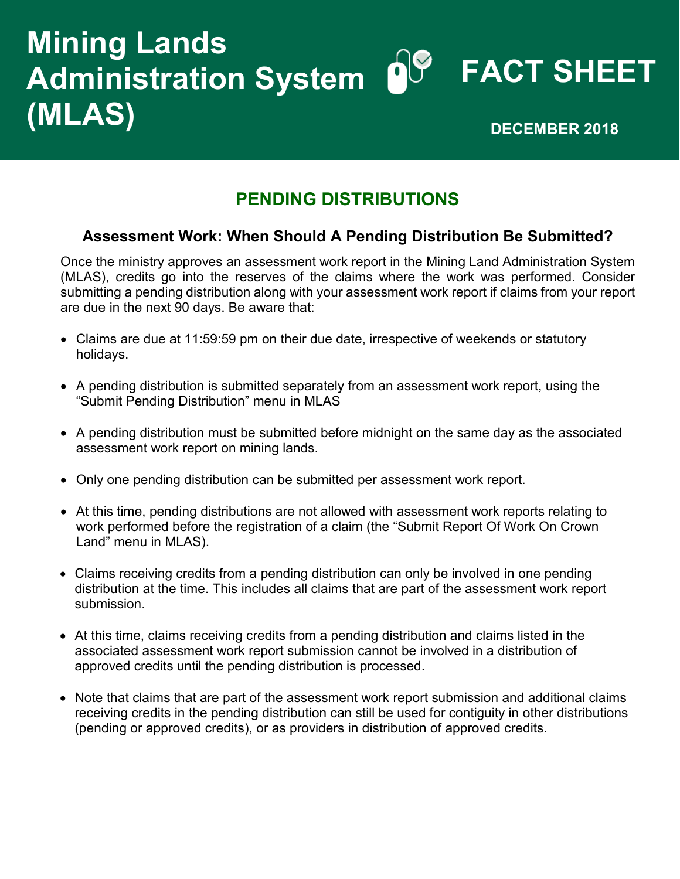# Mining Lands Administration System (MLAS)

# FACT SHEET

**DECEMBER 2018**

## PENDING DISTRIBUTIONS

### Assessment Work: When Should A Pending Distribution Be Submitted?

Once the ministry approves an assessment work report in the Mining Land Administration System (MLAS), credits go into the reserves of the claims where the work was performed. Consider submitting a pending distribution along with your assessment work report if claims from your report are due in the next 90 days. Be aware that:

- Claims are due at 11:59:59 pm on their due date, irrespective of weekends or statutory holidays.
- A pending distribution is submitted separately from an assessment work report, using the "Submit Pending Distribution" menu in MLAS
- A pending distribution must be submitted before midnight on the same day as the associated assessment work report on mining lands.
- Only one pending distribution can be submitted per assessment work report.
- At this time, pending distributions are not allowed with assessment work reports relating to work performed before the registration of a claim (the "Submit Report Of Work On Crown Land" menu in MLAS).
- Claims receiving credits from a pending distribution can only be involved in one pending distribution at the time. This includes all claims that are part of the assessment work report submission.
- At this time, claims receiving credits from a pending distribution and claims listed in the associated assessment work report submission cannot be involved in a distribution of approved credits until the pending distribution is processed.
- Note that claims that are part of the assessment work report submission and additional claims receiving credits in the pending distribution can still be used for contiguity in other distributions (pending or approved credits), or as providers in distribution of approved credits.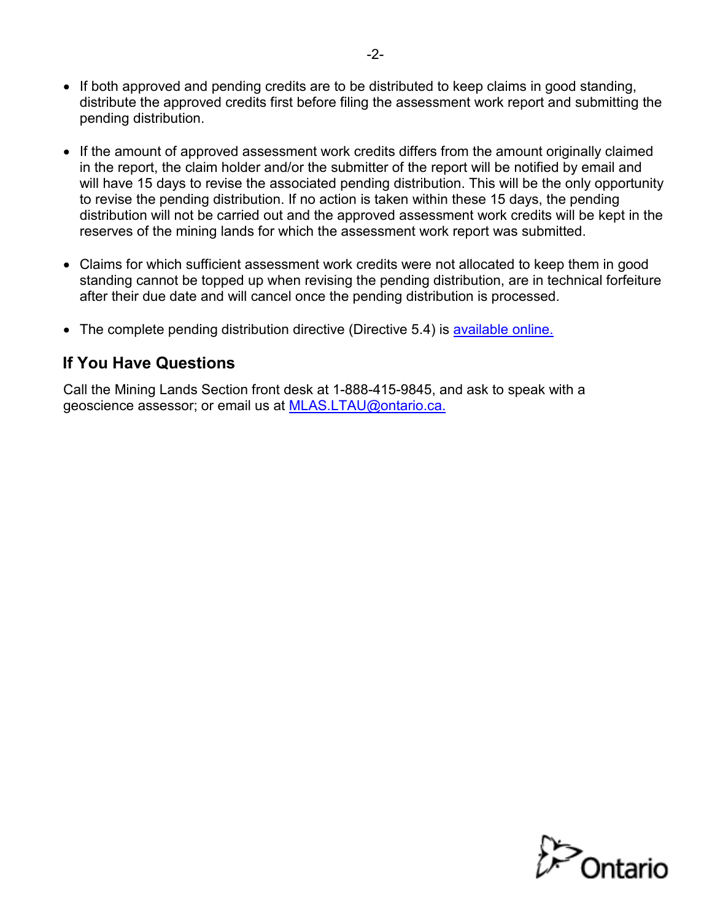- If both approved and pending credits are to be distributed to keep claims in good standing, distribute the approved credits first before filing the assessment work report and submitting the pending distribution.

- If the amount of approved assessment work credits differs from the amount originally claimed in the report, the claim holder and/or the submitter of the report will be notified by email and will have 15 days to revise the associated pending distribution. This will be the only opportunity to revise the pending distribution. If no action is taken within these 15 days, the pending distribution will not be carried out and the approved assessment work credits will be kept in the reserves of the mining lands for which the assessment work report was submitted.

- Claims for which sufficient assessment work credits were not allocated to keep them in good standing cannot be topped up when revising the pending distribution, are in technical forfeiture after their due date and will cancel once the pending distribution is processed.

- The complete pending distribution directive (Directive 5.4) is available online.

## If You Have Questions

Call the Mining Lands Section front desk at 1-888-415-9845, and ask to speak with a geoscience assessor; or email us at MLAS.LTAU@ontario.ca.